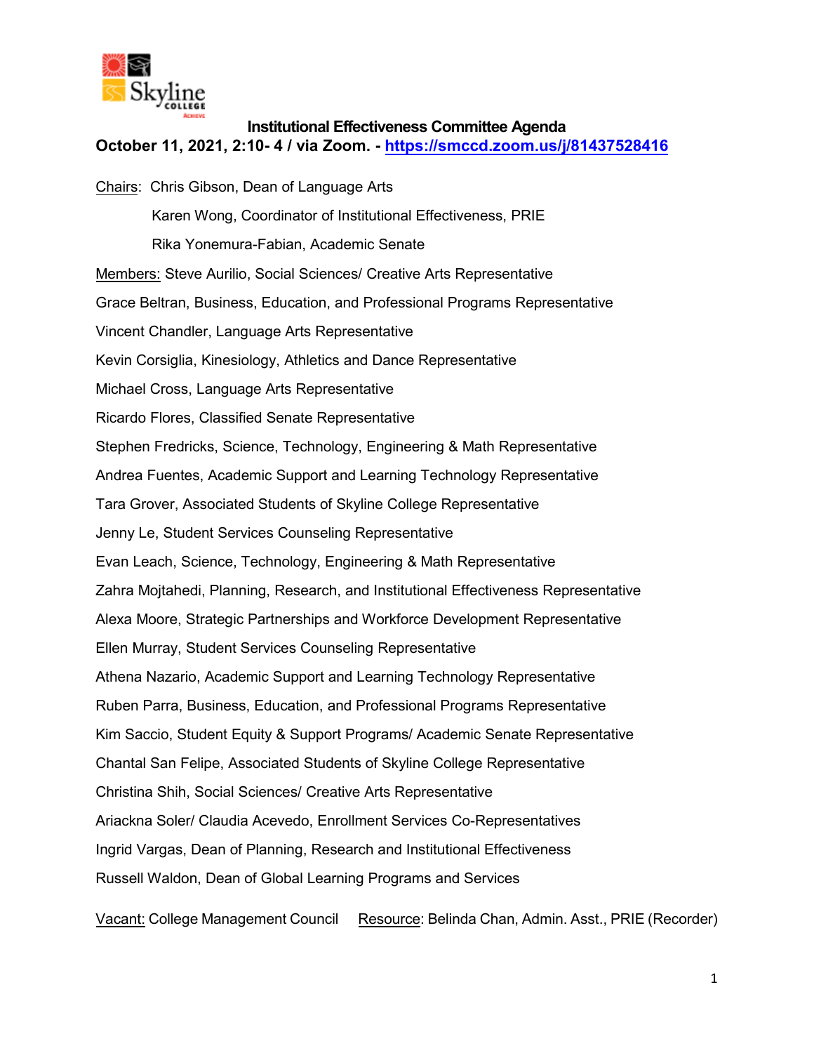# Institutional Effectiveness Committee Agenda

**October 11, 2021, 2:10- 4 / via Zoom. - [https://smccd.zoom.us/j/81437528416](https://smccd.zoom.us/j/81437528416)**

Chairs: Chris Gibson, Dean of Language Arts

Karen Wong, Coordinator of Institutional Effectiveness, PRIE

Rika Yonemura-Fabian, Academic Senate

Members: Steve Aurilio, Social Sciences/ Creative Arts Representative

Grace Beltran, Business, Education, and Professional Programs Representative

Vincent Chandler, Language Arts Representative

Kevin Corsiglia, Kinesiology, Athletics and Dance Representative

Michael Cross, Language Arts Representative

Ricardo Flores, Classified Senate Representative

Stephen Fredricks, Science, Technology, Engineering & Math Representative

Andrea Fuentes, Academic Support and Learning Technology Representative

Tara Grover, Associated Students of Skyline College Representative

Jenny Le, Student Services Counseling Representative

Evan Leach, Science, Technology, Engineering & Math Representative

Zahra Mojtahedi, Planning, Research, and Institutional Effectiveness Representative

Alexa Moore, Strategic Partnerships and Workforce Development Representative

Ellen Murray, Student Services Counseling Representative

Athena Nazario, Academic Support and Learning Technology Representative

Ruben Parra, Business, Education, and Professional Programs Representative

Kim Saccio, Student Equity & Support Programs/ Academic Senate Representative

Chantal San Felipe, Associated Students of Skyline College Representative

Christina Shih, Social Sciences/ Creative Arts Representative

Ariackna Soler/ Claudia Acevedo, Enrollment Services Co-Representatives

Ingrid Vargas, Dean of Planning, Research and Institutional Effectiveness

Russell Waldon, Dean of Global Learning Programs and Services

Vacant: College Management Council    Resource: Belinda Chan, Admin. Asst., PRIE (Recorder)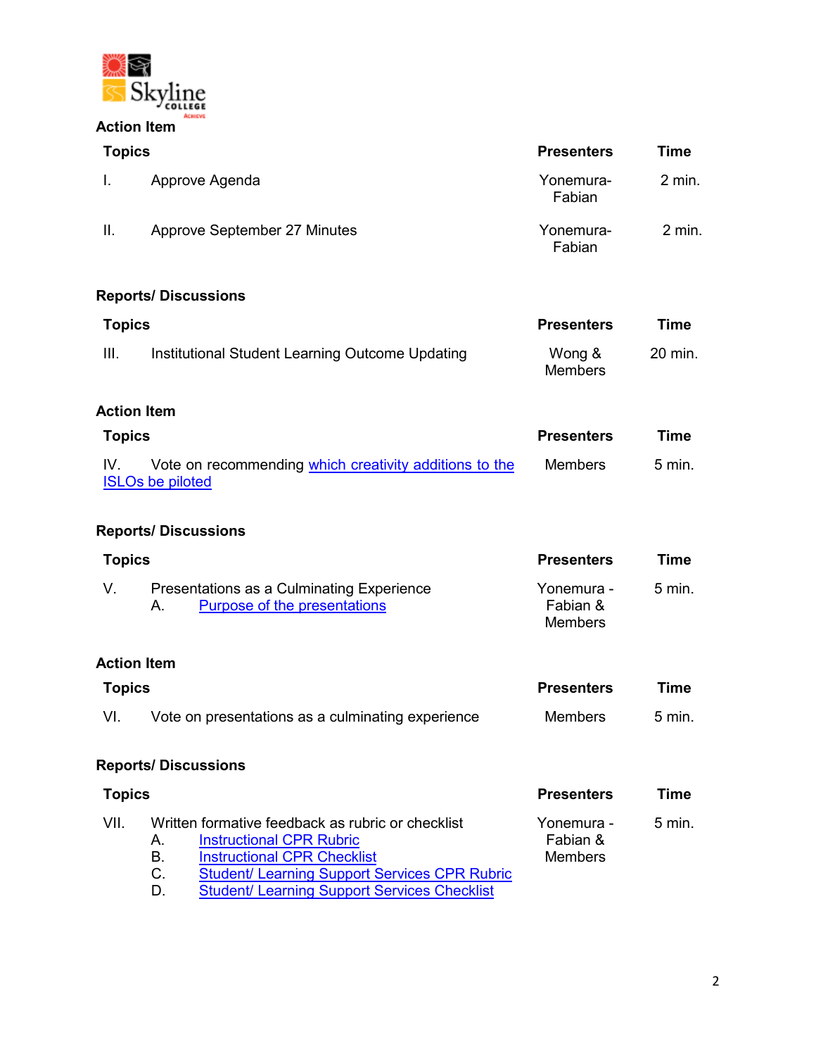**Action Item**

| Topics | Presenters | Time |
|---|---|---|
| I. Approve Agenda | Yonemura-Fabian | 2 min. |
| II. Approve September 27 Minutes | Yonemura-Fabian | 2 min. |

**Reports/ Discussions**

| Topics | Presenters | Time |
|---|---|---|
| III. Institutional Student Learning Outcome Updating | Wong & Members | 20 min. |

**Action Item**

| Topics | Presenters | Time |
|---|---|---|
| IV. Vote on recommending which creativity additions to the ISLOs be piloted | Members | 5 min. |

**Reports/ Discussions**

| Topics | Presenters | Time |
|---|---|---|
| V. Presentations as a Culminating Experience<br>A. Purpose of the presentations | Yonemura - Fabian & Members | 5 min. |

**Action Item**

| Topics | Presenters | Time |
|---|---|---|
| VI. Vote on presentations as a culminating experience | Members | 5 min. |

**Reports/ Discussions**

| Topics | Presenters | Time |
|---|---|---|
| VII. Written formative feedback as rubric or checklist<br>A. Instructional CPR Rubric<br>B. Instructional CPR Checklist<br>C. Student/ Learning Support Services CPR Rubric<br>D. Student/ Learning Support Services Checklist | Yonemura - Fabian & Members | 5 min. |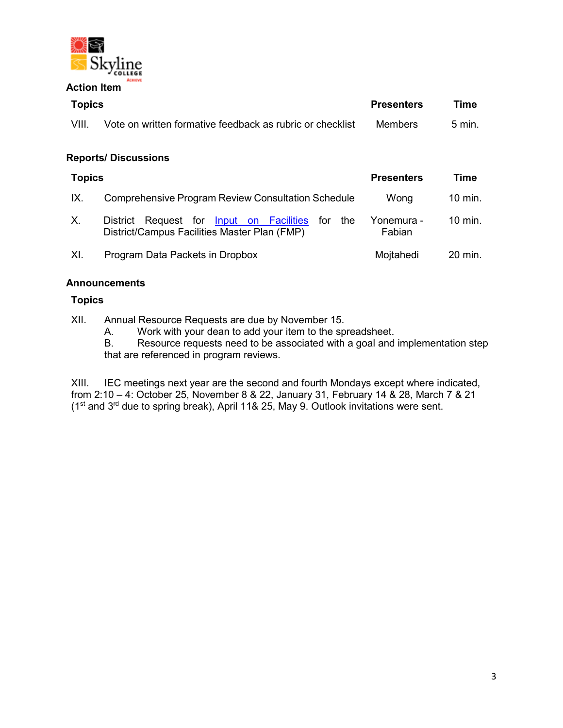### Action Item

| Topics | | Presenters | Time |
|---|---|---|---|
| VIII. | Vote on written formative feedback as rubric or checklist | Members | 5 min. |

### Reports/ Discussions

| Topics | | Presenters | Time |
|---|---|---|---|
| IX. | Comprehensive Program Review Consultation Schedule | Wong | 10 min. |
| X. | District Request for Input on Facilities for the District/Campus Facilities Master Plan (FMP) | Yonemura - Fabian | 10 min. |
| XI. | Program Data Packets in Dropbox | Mojtahedi | 20 min. |

### Announcements

**Topics**

XII. Annual Resource Requests are due by November 15.
- A. Work with your dean to add your item to the spreadsheet.
- B. Resource requests need to be associated with a goal and implementation step that are referenced in program reviews.

XIII. IEC meetings next year are the second and fourth Mondays except where indicated, from 2:10 – 4: October 25, November 8 & 22, January 31, February 14 & 28, March 7 & 21 (1st and 3rd due to spring break), April 11& 25, May 9. Outlook invitations were sent.